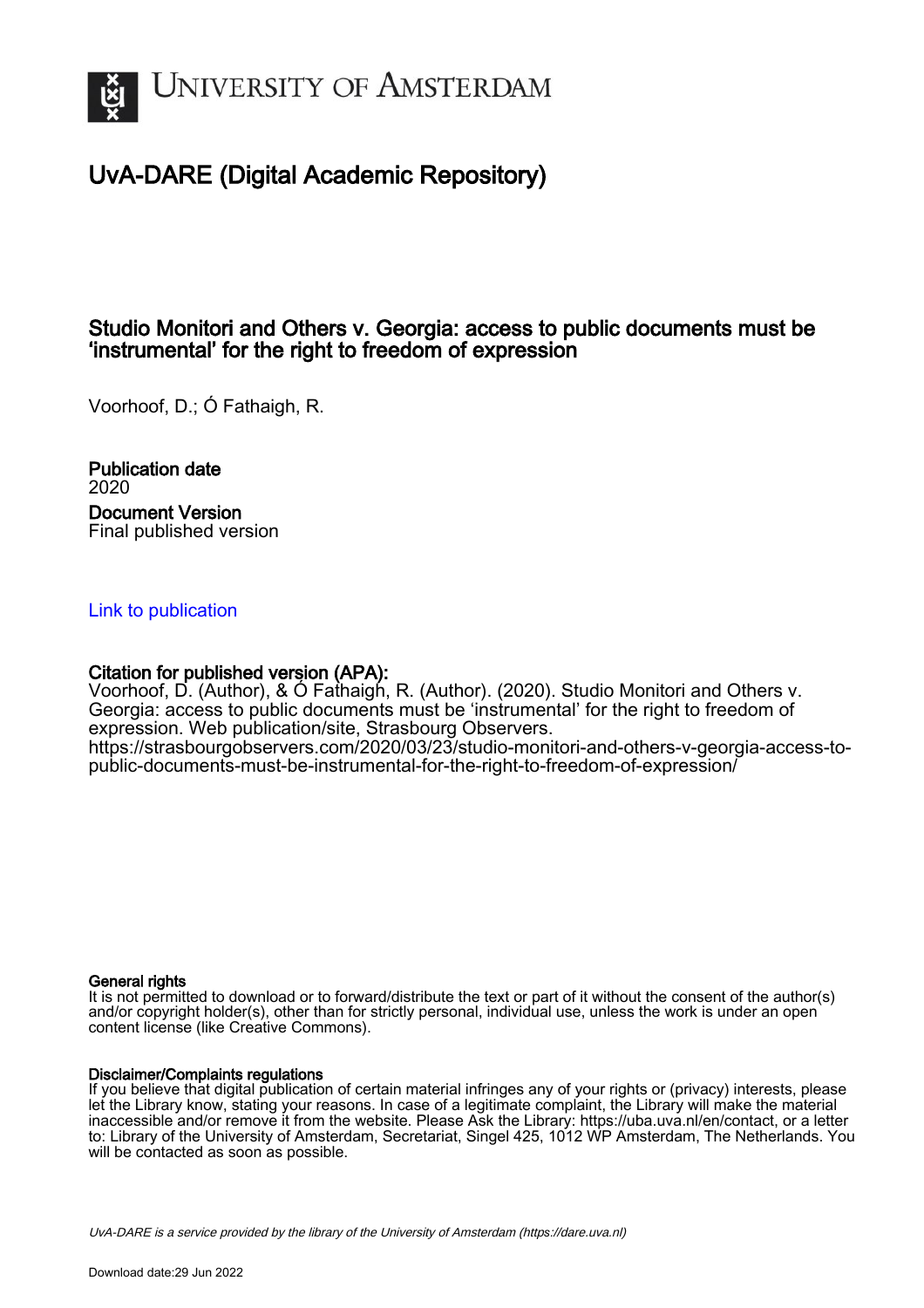UNIVERSITY OF AMSTERDAM

# UvA-DARE (Digital Academic Repository)

## Studio Monitori and Others v. Georgia: access to public documents must be 'instrumental' for the right to freedom of expression

Voorhoof, D.; Ó Fathaigh, R.

**Publication date**
2020

**Document Version**
Final published version

Link to publication

**Citation for published version (APA):**
Voorhoof, D. (Author), & Ó Fathaigh, R. (Author). (2020). Studio Monitori and Others v. Georgia: access to public documents must be 'instrumental' for the right to freedom of expression. Web publication/site, Strasbourg Observers.
https://strasbourgobservers.com/2020/03/23/studio-monitori-and-others-v-georgia-access-to-public-documents-must-be-instrumental-for-the-right-to-freedom-of-expression/

**General rights**
It is not permitted to download or to forward/distribute the text or part of it without the consent of the author(s) and/or copyright holder(s), other than for strictly personal, individual use, unless the work is under an open content license (like Creative Commons).

**Disclaimer/Complaints regulations**
If you believe that digital publication of certain material infringes any of your rights or (privacy) interests, please let the Library know, stating your reasons. In case of a legitimate complaint, the Library will make the material inaccessible and/or remove it from the website. Please Ask the Library: https://uba.uva.nl/en/contact, or a letter to: Library of the University of Amsterdam, Secretariat, Singel 425, 1012 WP Amsterdam, The Netherlands. You will be contacted as soon as possible.

*UvA-DARE is a service provided by the library of the University of Amsterdam (https://dare.uva.nl)*

Download date:29 Jun 2022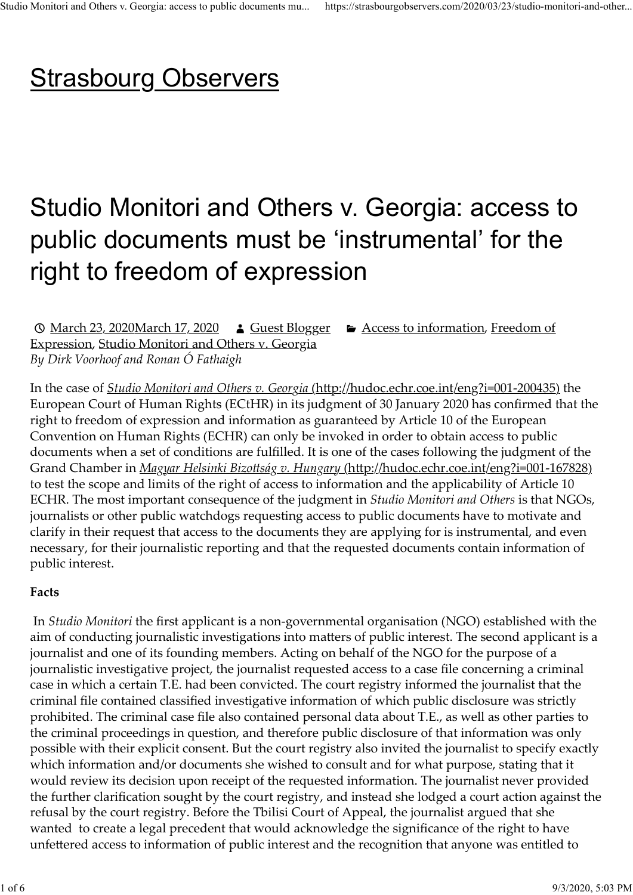# Strasbourg Observers

# Studio Monitori and Others v. Georgia: access to public documents must be 'instrumental' for the right to freedom of expression

March 23, 2020March 17, 2020 Guest Blogger Access to information, Freedom of Expression, Studio Monitori and Others v. Georgia

*By Dirk Voorhoof and Ronan Ó Fathaigh*

In the case of *Studio Monitori and Others v. Georgia* (http://hudoc.echr.coe.int/eng?i=001-200435) the European Court of Human Rights (ECtHR) in its judgment of 30 January 2020 has confirmed that the right to freedom of expression and information as guaranteed by Article 10 of the European Convention on Human Rights (ECHR) can only be invoked in order to obtain access to public documents when a set of conditions are fulfilled. It is one of the cases following the judgment of the Grand Chamber in *Magyar Helsinki Bizottság v. Hungary* (http://hudoc.echr.coe.int/eng?i=001-167828) to test the scope and limits of the right of access to information and the applicability of Article 10 ECHR. The most important consequence of the judgment in *Studio Monitori and Others* is that NGOs, journalists or other public watchdogs requesting access to public documents have to motivate and clarify in their request that access to the documents they are applying for is instrumental, and even necessary, for their journalistic reporting and that the requested documents contain information of public interest.

**Facts**

In *Studio Monitori* the first applicant is a non-governmental organisation (NGO) established with the aim of conducting journalistic investigations into matters of public interest. The second applicant is a journalist and one of its founding members. Acting on behalf of the NGO for the purpose of a journalistic investigative project, the journalist requested access to a case file concerning a criminal case in which a certain T.E. had been convicted. The court registry informed the journalist that the criminal file contained classified investigative information of which public disclosure was strictly prohibited. The criminal case file also contained personal data about T.E., as well as other parties to the criminal proceedings in question, and therefore public disclosure of that information was only possible with their explicit consent. But the court registry also invited the journalist to specify exactly which information and/or documents she wished to consult and for what purpose, stating that it would review its decision upon receipt of the requested information. The journalist never provided the further clarification sought by the court registry, and instead she lodged a court action against the refusal by the court registry. Before the Tbilisi Court of Appeal, the journalist argued that she wanted to create a legal precedent that would acknowledge the significance of the right to have unfettered access to information of public interest and the recognition that anyone was entitled to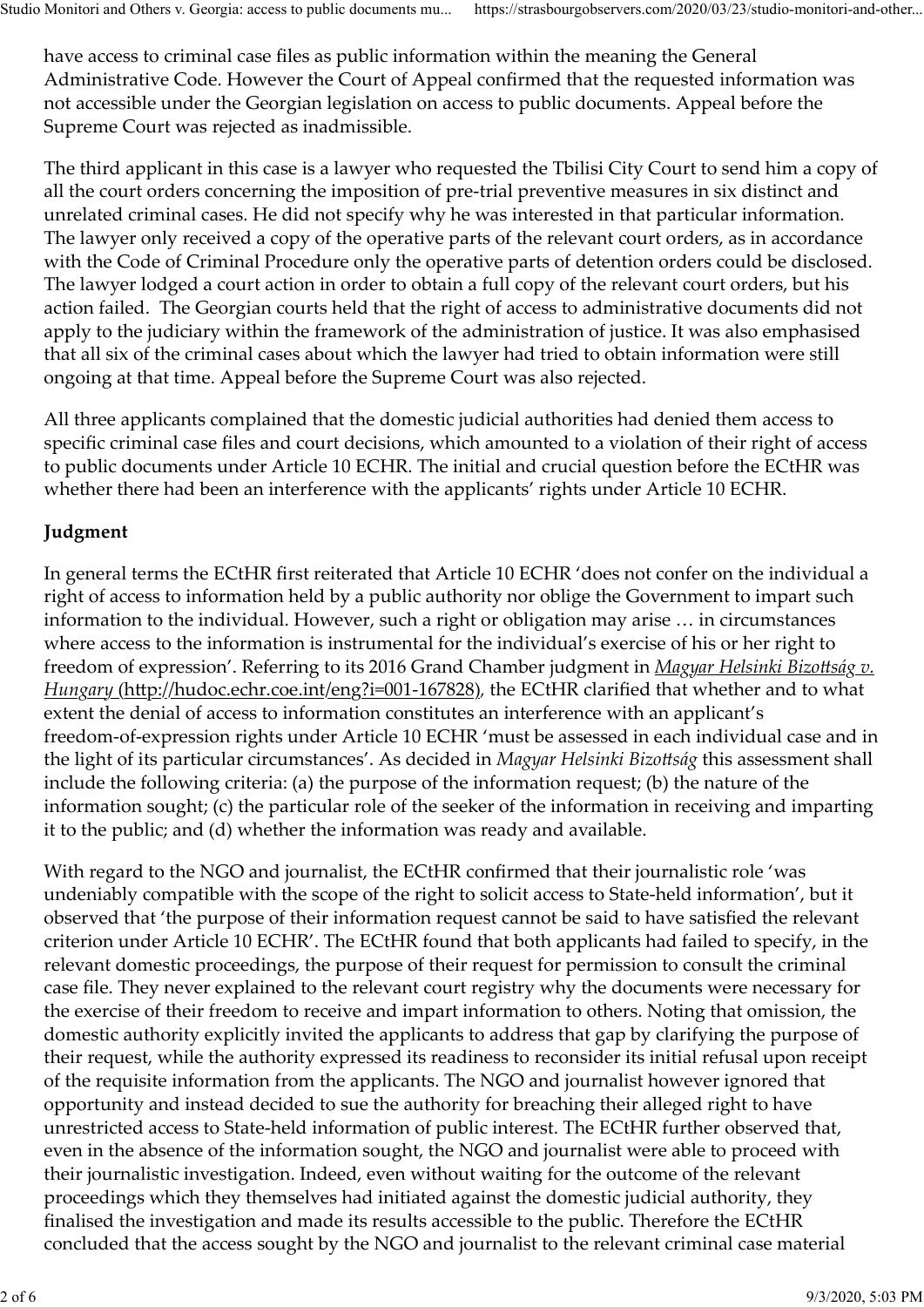have access to criminal case files as public information within the meaning the General Administrative Code. However the Court of Appeal confirmed that the requested information was not accessible under the Georgian legislation on access to public documents. Appeal before the Supreme Court was rejected as inadmissible.

The third applicant in this case is a lawyer who requested the Tbilisi City Court to send him a copy of all the court orders concerning the imposition of pre-trial preventive measures in six distinct and unrelated criminal cases. He did not specify why he was interested in that particular information. The lawyer only received a copy of the operative parts of the relevant court orders, as in accordance with the Code of Criminal Procedure only the operative parts of detention orders could be disclosed. The lawyer lodged a court action in order to obtain a full copy of the relevant court orders, but his action failed. The Georgian courts held that the right of access to administrative documents did not apply to the judiciary within the framework of the administration of justice. It was also emphasised that all six of the criminal cases about which the lawyer had tried to obtain information were still ongoing at that time. Appeal before the Supreme Court was also rejected.

All three applicants complained that the domestic judicial authorities had denied them access to specific criminal case files and court decisions, which amounted to a violation of their right of access to public documents under Article 10 ECHR. The initial and crucial question before the ECtHR was whether there had been an interference with the applicants' rights under Article 10 ECHR.

**Judgment**

In general terms the ECtHR first reiterated that Article 10 ECHR 'does not confer on the individual a right of access to information held by a public authority nor oblige the Government to impart such information to the individual. However, such a right or obligation may arise … in circumstances where access to the information is instrumental for the individual's exercise of his or her right to freedom of expression'. Referring to its 2016 Grand Chamber judgment in [*Magyar Helsinki Bizottság v. Hungary* (http://hudoc.echr.coe.int/eng?i=001-167828)](http://hudoc.echr.coe.int/eng?i=001-167828), the ECtHR clarified that whether and to what extent the denial of access to information constitutes an interference with an applicant's freedom-of-expression rights under Article 10 ECHR 'must be assessed in each individual case and in the light of its particular circumstances'. As decided in *Magyar Helsinki Bizottság* this assessment shall include the following criteria: (a) the purpose of the information request; (b) the nature of the information sought; (c) the particular role of the seeker of the information in receiving and imparting it to the public; and (d) whether the information was ready and available.

With regard to the NGO and journalist, the ECtHR confirmed that their journalistic role 'was undeniably compatible with the scope of the right to solicit access to State-held information', but it observed that 'the purpose of their information request cannot be said to have satisfied the relevant criterion under Article 10 ECHR'. The ECtHR found that both applicants had failed to specify, in the relevant domestic proceedings, the purpose of their request for permission to consult the criminal case file. They never explained to the relevant court registry why the documents were necessary for the exercise of their freedom to receive and impart information to others. Noting that omission, the domestic authority explicitly invited the applicants to address that gap by clarifying the purpose of their request, while the authority expressed its readiness to reconsider its initial refusal upon receipt of the requisite information from the applicants. The NGO and journalist however ignored that opportunity and instead decided to sue the authority for breaching their alleged right to have unrestricted access to State-held information of public interest. The ECtHR further observed that, even in the absence of the information sought, the NGO and journalist were able to proceed with their journalistic investigation. Indeed, even without waiting for the outcome of the relevant proceedings which they themselves had initiated against the domestic judicial authority, they finalised the investigation and made its results accessible to the public. Therefore the ECtHR concluded that the access sought by the NGO and journalist to the relevant criminal case material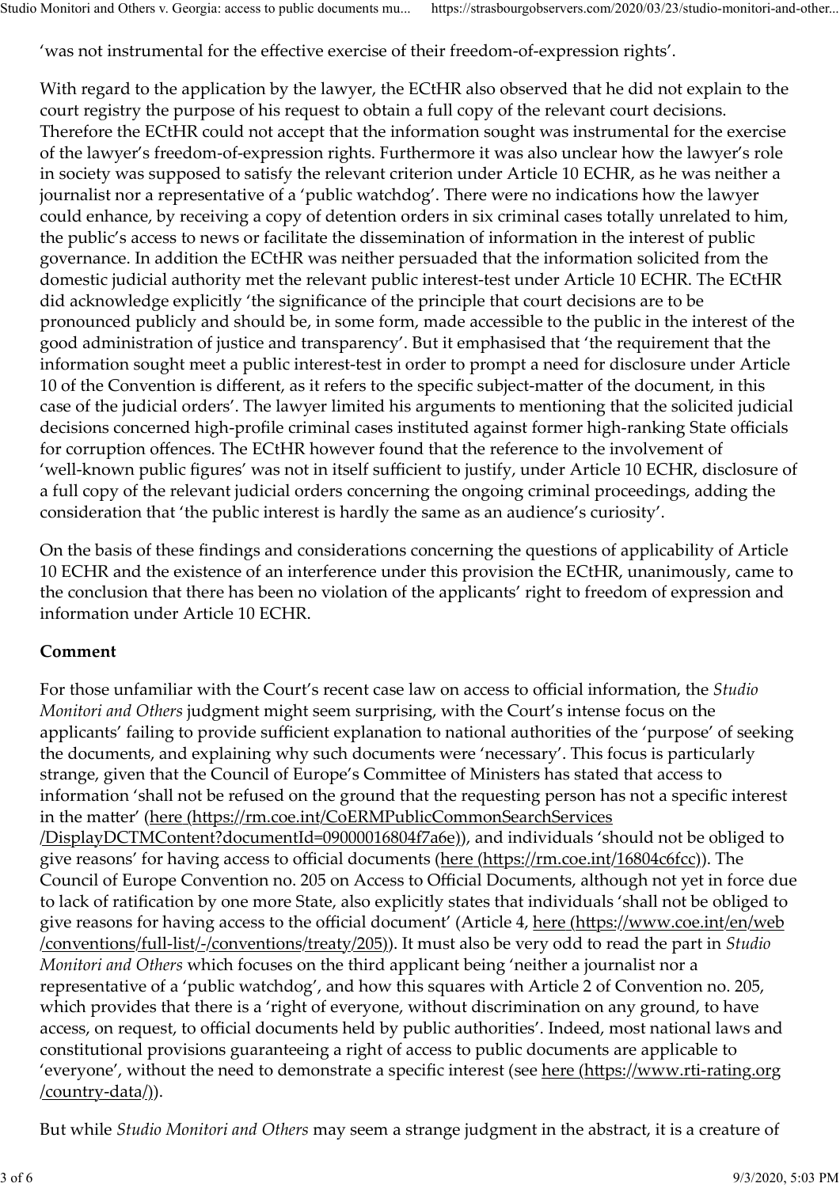'was not instrumental for the effective exercise of their freedom-of-expression rights'.

With regard to the application by the lawyer, the ECtHR also observed that he did not explain to the court registry the purpose of his request to obtain a full copy of the relevant court decisions. Therefore the ECtHR could not accept that the information sought was instrumental for the exercise of the lawyer's freedom-of-expression rights. Furthermore it was also unclear how the lawyer's role in society was supposed to satisfy the relevant criterion under Article 10 ECHR, as he was neither a journalist nor a representative of a 'public watchdog'. There were no indications how the lawyer could enhance, by receiving a copy of detention orders in six criminal cases totally unrelated to him, the public's access to news or facilitate the dissemination of information in the interest of public governance. In addition the ECtHR was neither persuaded that the information solicited from the domestic judicial authority met the relevant public interest-test under Article 10 ECHR. The ECtHR did acknowledge explicitly 'the significance of the principle that court decisions are to be pronounced publicly and should be, in some form, made accessible to the public in the interest of the good administration of justice and transparency'. But it emphasised that 'the requirement that the information sought meet a public interest-test in order to prompt a need for disclosure under Article 10 of the Convention is different, as it refers to the specific subject-matter of the document, in this case of the judicial orders'. The lawyer limited his arguments to mentioning that the solicited judicial decisions concerned high-profile criminal cases instituted against former high-ranking State officials for corruption offences. The ECtHR however found that the reference to the involvement of 'well-known public figures' was not in itself sufficient to justify, under Article 10 ECHR, disclosure of a full copy of the relevant judicial orders concerning the ongoing criminal proceedings, adding the consideration that 'the public interest is hardly the same as an audience's curiosity'.

On the basis of these findings and considerations concerning the questions of applicability of Article 10 ECHR and the existence of an interference under this provision the ECtHR, unanimously, came to the conclusion that there has been no violation of the applicants' right to freedom of expression and information under Article 10 ECHR.

**Comment**

For those unfamiliar with the Court's recent case law on access to official information, the *Studio Monitori and Others* judgment might seem surprising, with the Court's intense focus on the applicants' failing to provide sufficient explanation to national authorities of the 'purpose' of seeking the documents, and explaining why such documents were 'necessary'. This focus is particularly strange, given that the Council of Europe's Committee of Ministers has stated that access to information 'shall not be refused on the ground that the requesting person has not a specific interest in the matter' ([here (https://rm.coe.int/CoERMPublicCommonSearchServices/DisplayDCTMContent?documentId=09000016804f7a6e)](https://rm.coe.int/CoERMPublicCommonSearchServices/DisplayDCTMContent?documentId=09000016804f7a6e)), and individuals 'should not be obliged to give reasons' for having access to official documents ([here (https://rm.coe.int/16804c6fcc)](https://rm.coe.int/16804c6fcc)). The Council of Europe Convention no. 205 on Access to Official Documents, although not yet in force due to lack of ratification by one more State, also explicitly states that individuals 'shall not be obliged to give reasons for having access to the official document' (Article 4, [here (https://www.coe.int/en/web/conventions/full-list/-/conventions/treaty/205)](https://www.coe.int/en/web/conventions/full-list/-/conventions/treaty/205)). It must also be very odd to read the part in *Studio Monitori and Others* which focuses on the third applicant being 'neither a journalist nor a representative of a 'public watchdog', and how this squares with Article 2 of Convention no. 205, which provides that there is a 'right of everyone, without discrimination on any ground, to have access, on request, to official documents held by public authorities'. Indeed, most national laws and constitutional provisions guaranteeing a right of access to public documents are applicable to 'everyone', without the need to demonstrate a specific interest (see [here (https://www.rti-rating.org/country-data/)](https://www.rti-rating.org/country-data/)).

But while *Studio Monitori and Others* may seem a strange judgment in the abstract, it is a creature of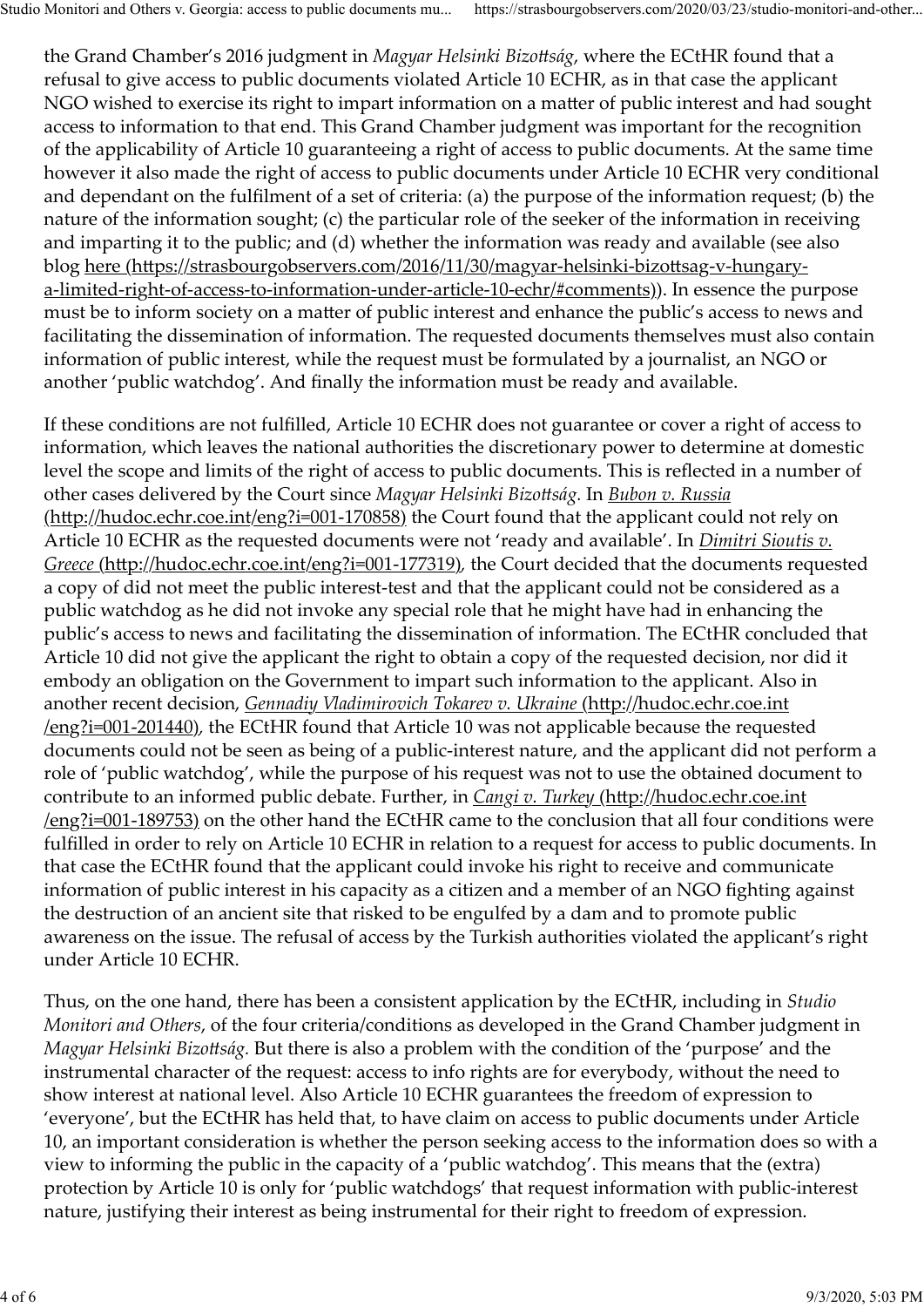the Grand Chamber's 2016 judgment in *Magyar Helsinki Bizottság*, where the ECtHR found that a refusal to give access to public documents violated Article 10 ECHR, as in that case the applicant NGO wished to exercise its right to impart information on a matter of public interest and had sought access to information to that end. This Grand Chamber judgment was important for the recognition of the applicability of Article 10 guaranteeing a right of access to public documents. At the same time however it also made the right of access to public documents under Article 10 ECHR very conditional and dependant on the fulfilment of a set of criteria: (a) the purpose of the information request; (b) the nature of the information sought; (c) the particular role of the seeker of the information in receiving and imparting it to the public; and (d) whether the information was ready and available (see also blog [here (https://strasbourgobservers.com/2016/11/30/magyar-helsinki-bizottsag-v-hungary-a-limited-right-of-access-to-information-under-article-10-echr/#comments)](https://strasbourgobservers.com/2016/11/30/magyar-helsinki-bizottsag-v-hungary-a-limited-right-of-access-to-information-under-article-10-echr/#comments)). In essence the purpose must be to inform society on a matter of public interest and enhance the public's access to news and facilitating the dissemination of information. The requested documents themselves must also contain information of public interest, while the request must be formulated by a journalist, an NGO or another 'public watchdog'. And finally the information must be ready and available.

If these conditions are not fulfilled, Article 10 ECHR does not guarantee or cover a right of access to information, which leaves the national authorities the discretionary power to determine at domestic level the scope and limits of the right of access to public documents. This is reflected in a number of other cases delivered by the Court since *Magyar Helsinki Bizottság*. In [*Bubon v. Russia* (http://hudoc.echr.coe.int/eng?i=001-170858)](http://hudoc.echr.coe.int/eng?i=001-170858) the Court found that the applicant could not rely on Article 10 ECHR as the requested documents were not 'ready and available'. In [*Dimitri Sioutis v. Greece* (http://hudoc.echr.coe.int/eng?i=001-177319)](http://hudoc.echr.coe.int/eng?i=001-177319), the Court decided that the documents requested a copy of did not meet the public interest-test and that the applicant could not be considered as a public watchdog as he did not invoke any special role that he might have had in enhancing the public's access to news and facilitating the dissemination of information. The ECtHR concluded that Article 10 did not give the applicant the right to obtain a copy of the requested decision, nor did it embody an obligation on the Government to impart such information to the applicant. Also in another recent decision, [*Gennadiy Vladimirovich Tokarev v. Ukraine* (http://hudoc.echr.coe.int/eng?i=001-201440)](http://hudoc.echr.coe.int/eng?i=001-201440), the ECtHR found that Article 10 was not applicable because the requested documents could not be seen as being of a public-interest nature, and the applicant did not perform a role of 'public watchdog', while the purpose of his request was not to use the obtained document to contribute to an informed public debate. Further, in [*Cangi v. Turkey* (http://hudoc.echr.coe.int/eng?i=001-189753)](http://hudoc.echr.coe.int/eng?i=001-189753) on the other hand the ECtHR came to the conclusion that all four conditions were fulfilled in order to rely on Article 10 ECHR in relation to a request for access to public documents. In that case the ECtHR found that the applicant could invoke his right to receive and communicate information of public interest in his capacity as a citizen and a member of an NGO fighting against the destruction of an ancient site that risked to be engulfed by a dam and to promote public awareness on the issue. The refusal of access by the Turkish authorities violated the applicant's right under Article 10 ECHR.

Thus, on the one hand, there has been a consistent application by the ECtHR, including in *Studio Monitori and Others*, of the four criteria/conditions as developed in the Grand Chamber judgment in *Magyar Helsinki Bizottság*. But there is also a problem with the condition of the 'purpose' and the instrumental character of the request: access to info rights are for everybody, without the need to show interest at national level. Also Article 10 ECHR guarantees the freedom of expression to 'everyone', but the ECtHR has held that, to have claim on access to public documents under Article 10, an important consideration is whether the person seeking access to the information does so with a view to informing the public in the capacity of a 'public watchdog'. This means that the (extra) protection by Article 10 is only for 'public watchdogs' that request information with public-interest nature, justifying their interest as being instrumental for their right to freedom of expression.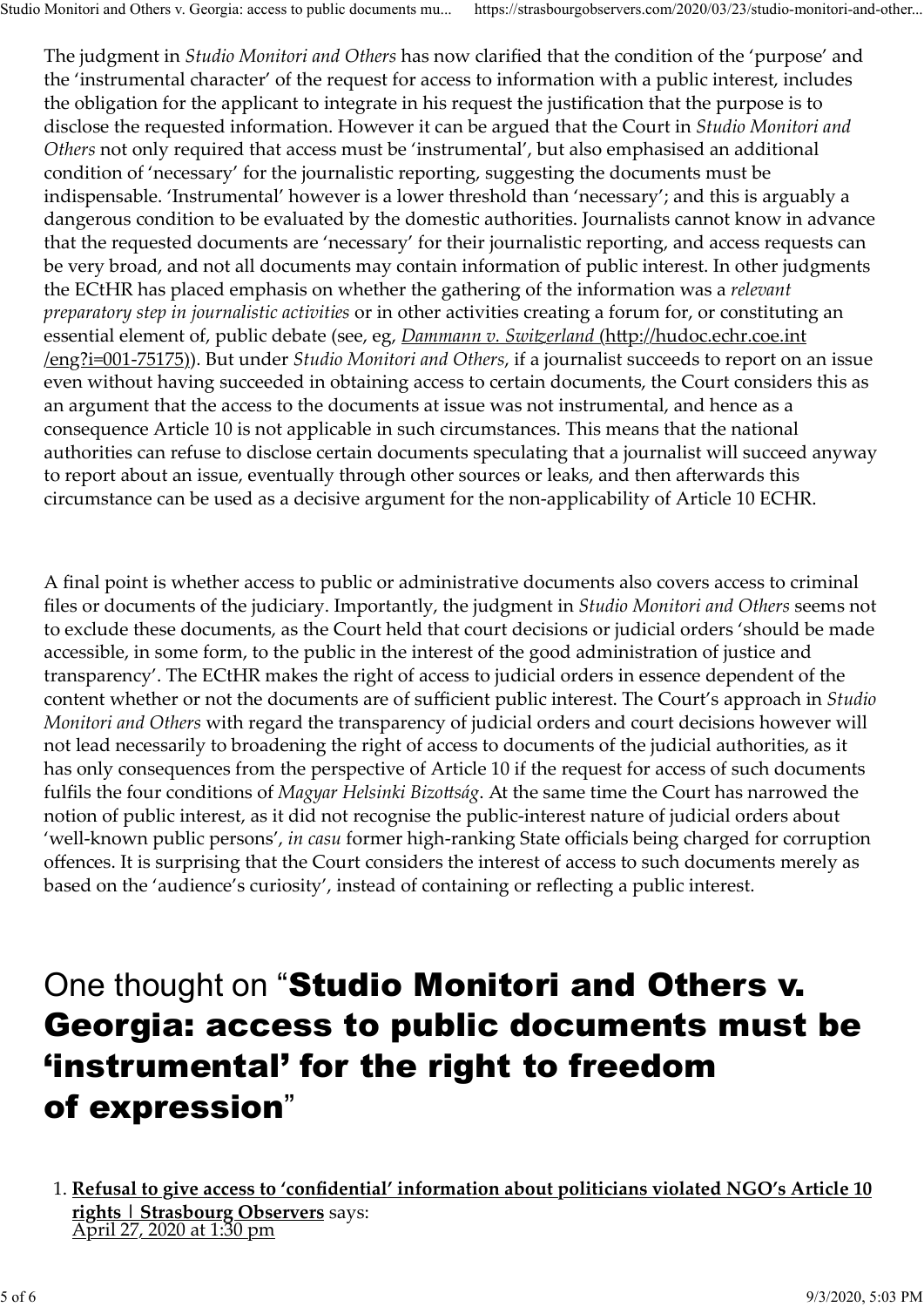The judgment in *Studio Monitori and Others* has now clarified that the condition of the 'purpose' and the 'instrumental character' of the request for access to information with a public interest, includes the obligation for the applicant to integrate in his request the justification that the purpose is to disclose the requested information. However it can be argued that the Court in *Studio Monitori and Others* not only required that access must be 'instrumental', but also emphasised an additional condition of 'necessary' for the journalistic reporting, suggesting the documents must be indispensable. 'Instrumental' however is a lower threshold than 'necessary'; and this is arguably a dangerous condition to be evaluated by the domestic authorities. Journalists cannot know in advance that the requested documents are 'necessary' for their journalistic reporting, and access requests can be very broad, and not all documents may contain information of public interest. In other judgments the ECtHR has placed emphasis on whether the gathering of the information was a *relevant preparatory step in journalistic activities* or in other activities creating a forum for, or constituting an essential element of, public debate (see, eg, [*Dammann v. Switzerland*](http://hudoc.echr.coe.int/eng?i=001-75175) (http://hudoc.echr.coe.int/eng?i=001-75175)). But under *Studio Monitori and Others*, if a journalist succeeds to report on an issue even without having succeeded in obtaining access to certain documents, the Court considers this as an argument that the access to the documents at issue was not instrumental, and hence as a consequence Article 10 is not applicable in such circumstances. This means that the national authorities can refuse to disclose certain documents speculating that a journalist will succeed anyway to report about an issue, eventually through other sources or leaks, and then afterwards this circumstance can be used as a decisive argument for the non-applicability of Article 10 ECHR.

A final point is whether access to public or administrative documents also covers access to criminal files or documents of the judiciary. Importantly, the judgment in *Studio Monitori and Others* seems not to exclude these documents, as the Court held that court decisions or judicial orders 'should be made accessible, in some form, to the public in the interest of the good administration of justice and transparency'. The ECtHR makes the right of access to judicial orders in essence dependent of the content whether or not the documents are of sufficient public interest. The Court's approach in *Studio Monitori and Others* with regard the transparency of judicial orders and court decisions however will not lead necessarily to broadening the right of access to documents of the judicial authorities, as it has only consequences from the perspective of Article 10 if the request for access of such documents fulfils the four conditions of *Magyar Helsinki Bizottság*. At the same time the Court has narrowed the notion of public interest, as it did not recognise the public-interest nature of judicial orders about 'well-known public persons', *in casu* former high-ranking State officials being charged for corruption offences. It is surprising that the Court considers the interest of access to such documents merely as based on the 'audience's curiosity', instead of containing or reflecting a public interest.

# One thought on "**Studio Monitori and Others v. Georgia: access to public documents must be 'instrumental' for the right to freedom of expression**"

1. **Refusal to give access to 'confidential' information about politicians violated NGO's Article 10 rights | Strasbourg Observers** says:
   April 27, 2020 at 1:30 pm